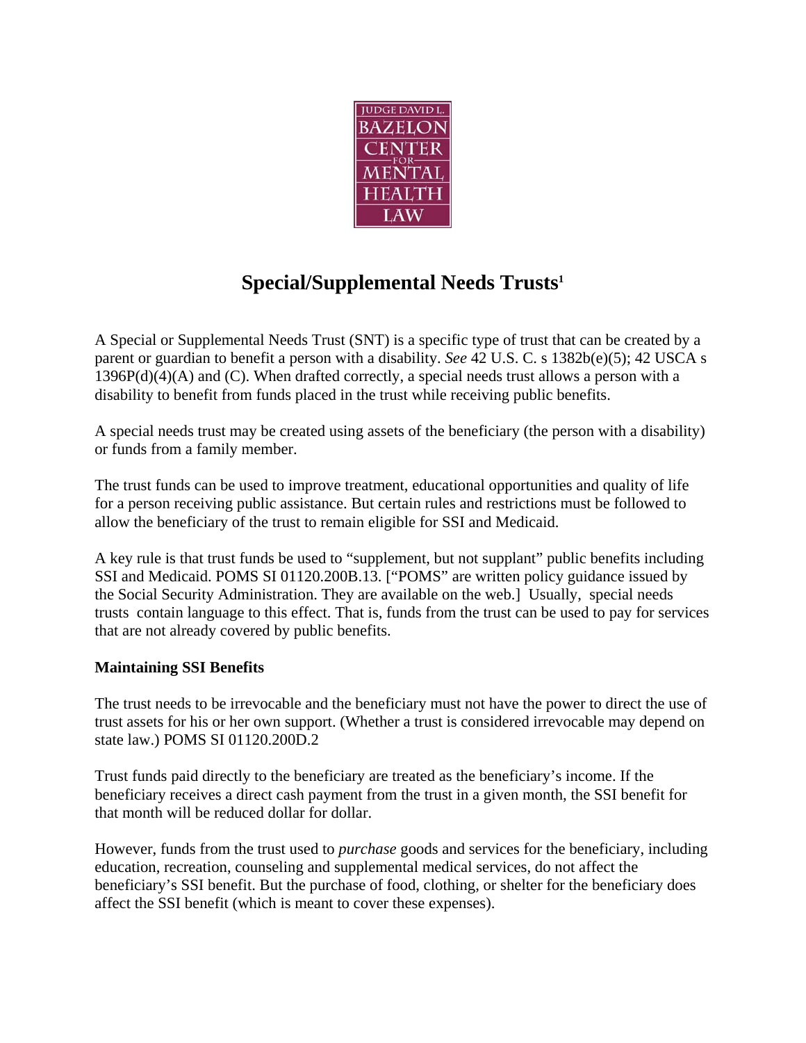JUDGE DAVID L. BAZELON CENTER FOR MENTAL HEALTH LAW

# Special/Supplemental Needs Trusts[1]

A Special or Supplemental Needs Trust (SNT) is a specific type of trust that can be created by a parent or guardian to benefit a person with a disability. *See* 42 U.S. C. s 1382b(e)(5); 42 USCA s 1396P(d)(4)(A) and (C). When drafted correctly, a special needs trust allows a person with a disability to benefit from funds placed in the trust while receiving public benefits.

A special needs trust may be created using assets of the beneficiary (the person with a disability) or funds from a family member.

The trust funds can be used to improve treatment, educational opportunities and quality of life for a person receiving public assistance. But certain rules and restrictions must be followed to allow the beneficiary of the trust to remain eligible for SSI and Medicaid.

A key rule is that trust funds be used to "supplement, but not supplant" public benefits including SSI and Medicaid. POMS SI 01120.200B.13. ["POMS" are written policy guidance issued by the Social Security Administration. They are available on the web.] Usually, special needs trusts contain language to this effect. That is, funds from the trust can be used to pay for services that are not already covered by public benefits.

**Maintaining SSI Benefits**

The trust needs to be irrevocable and the beneficiary must not have the power to direct the use of trust assets for his or her own support. (Whether a trust is considered irrevocable may depend on state law.) POMS SI 01120.200D.2

Trust funds paid directly to the beneficiary are treated as the beneficiary's income. If the beneficiary receives a direct cash payment from the trust in a given month, the SSI benefit for that month will be reduced dollar for dollar.

However, funds from the trust used to *purchase* goods and services for the beneficiary, including education, recreation, counseling and supplemental medical services, do not affect the beneficiary's SSI benefit. But the purchase of food, clothing, or shelter for the beneficiary does affect the SSI benefit (which is meant to cover these expenses).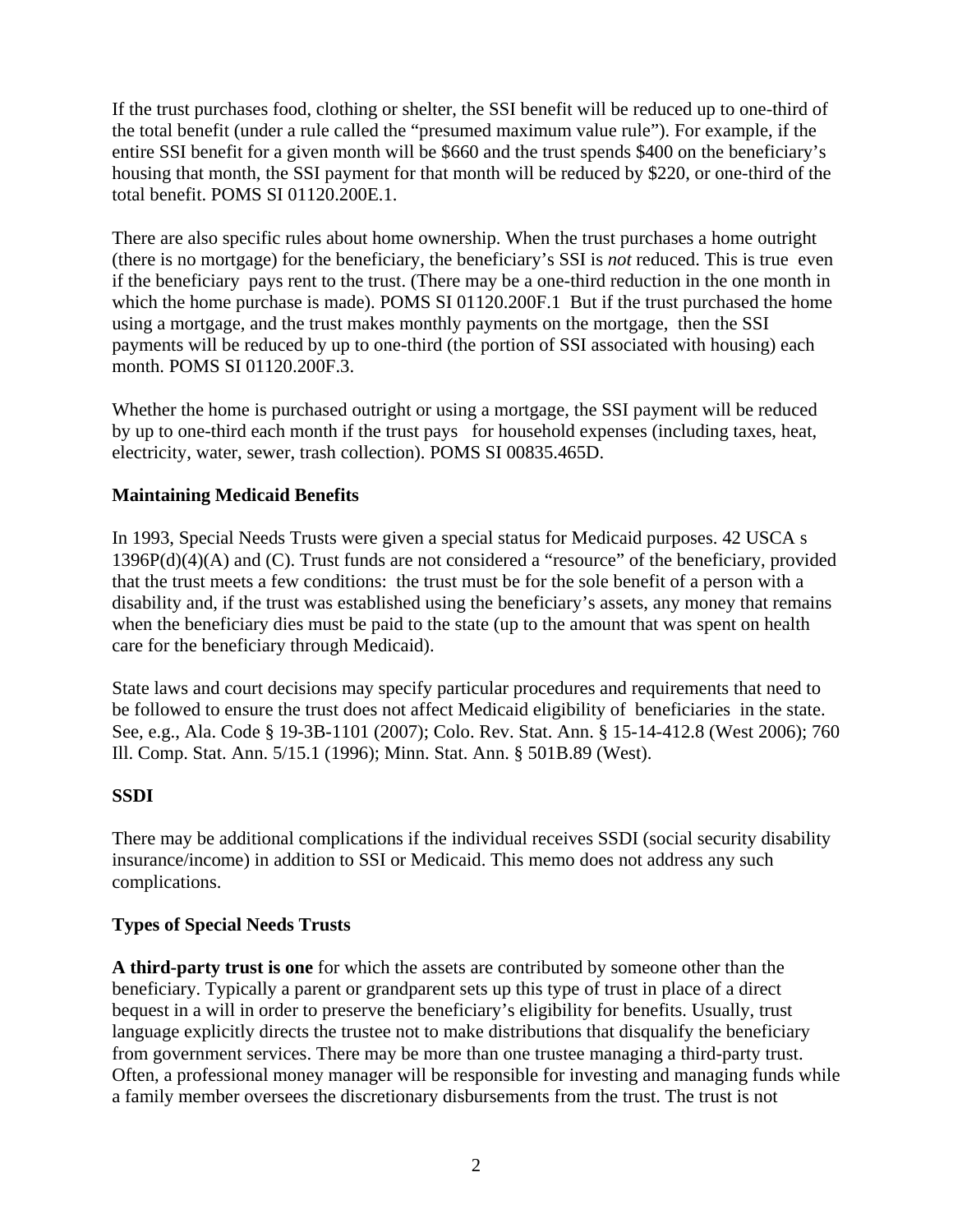If the trust purchases food, clothing or shelter, the SSI benefit will be reduced up to one-third of the total benefit (under a rule called the "presumed maximum value rule"). For example, if the entire SSI benefit for a given month will be $660 and the trust spends $400 on the beneficiary's housing that month, the SSI payment for that month will be reduced by $220, or one-third of the total benefit. POMS SI 01120.200E.1.

There are also specific rules about home ownership. When the trust purchases a home outright (there is no mortgage) for the beneficiary, the beneficiary's SSI is *not* reduced. This is true even if the beneficiary pays rent to the trust. (There may be a one-third reduction in the one month in which the home purchase is made). POMS SI 01120.200F.1 But if the trust purchased the home using a mortgage, and the trust makes monthly payments on the mortgage, then the SSI payments will be reduced by up to one-third (the portion of SSI associated with housing) each month. POMS SI 01120.200F.3.

Whether the home is purchased outright or using a mortgage, the SSI payment will be reduced by up to one-third each month if the trust pays for household expenses (including taxes, heat, electricity, water, sewer, trash collection). POMS SI 00835.465D.

**Maintaining Medicaid Benefits**

In 1993, Special Needs Trusts were given a special status for Medicaid purposes. 42 USCA s 1396P(d)(4)(A) and (C). Trust funds are not considered a "resource" of the beneficiary, provided that the trust meets a few conditions: the trust must be for the sole benefit of a person with a disability and, if the trust was established using the beneficiary's assets, any money that remains when the beneficiary dies must be paid to the state (up to the amount that was spent on health care for the beneficiary through Medicaid).

State laws and court decisions may specify particular procedures and requirements that need to be followed to ensure the trust does not affect Medicaid eligibility of beneficiaries in the state. See, e.g., Ala. Code § 19-3B-1101 (2007); Colo. Rev. Stat. Ann. § 15-14-412.8 (West 2006); 760 Ill. Comp. Stat. Ann. 5/15.1 (1996); Minn. Stat. Ann. § 501B.89 (West).

**SSDI**

There may be additional complications if the individual receives SSDI (social security disability insurance/income) in addition to SSI or Medicaid. This memo does not address any such complications.

**Types of Special Needs Trusts**

**A third-party trust is one** for which the assets are contributed by someone other than the beneficiary. Typically a parent or grandparent sets up this type of trust in place of a direct bequest in a will in order to preserve the beneficiary's eligibility for benefits. Usually, trust language explicitly directs the trustee not to make distributions that disqualify the beneficiary from government services. There may be more than one trustee managing a third-party trust. Often, a professional money manager will be responsible for investing and managing funds while a family member oversees the discretionary disbursements from the trust. The trust is not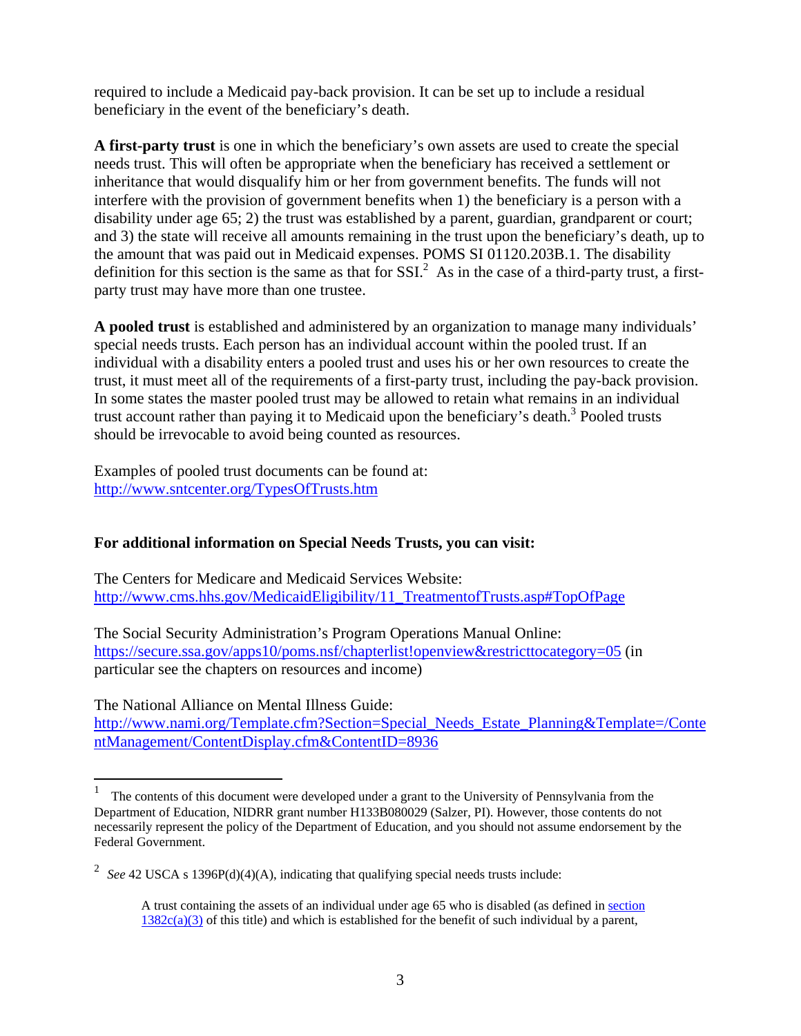required to include a Medicaid pay-back provision. It can be set up to include a residual beneficiary in the event of the beneficiary's death.

**A first-party trust** is one in which the beneficiary's own assets are used to create the special needs trust. This will often be appropriate when the beneficiary has received a settlement or inheritance that would disqualify him or her from government benefits. The funds will not interfere with the provision of government benefits when 1) the beneficiary is a person with a disability under age 65; 2) the trust was established by a parent, guardian, grandparent or court; and 3) the state will receive all amounts remaining in the trust upon the beneficiary's death, up to the amount that was paid out in Medicaid expenses. POMS SI 01120.203B.1. The disability definition for this section is the same as that for SSI.[2] As in the case of a third-party trust, a first-party trust may have more than one trustee.

**A pooled trust** is established and administered by an organization to manage many individuals' special needs trusts. Each person has an individual account within the pooled trust. If an individual with a disability enters a pooled trust and uses his or her own resources to create the trust, it must meet all of the requirements of a first-party trust, including the pay-back provision. In some states the master pooled trust may be allowed to retain what remains in an individual trust account rather than paying it to Medicaid upon the beneficiary's death.[3] Pooled trusts should be irrevocable to avoid being counted as resources.

Examples of pooled trust documents can be found at:
[http://www.sntcenter.org/TypesOfTrusts.htm](http://www.sntcenter.org/TypesOfTrusts.htm)

**For additional information on Special Needs Trusts, you can visit:**

The Centers for Medicare and Medicaid Services Website:
[http://www.cms.hhs.gov/MedicaidEligibility/11_TreatmentofTrusts.asp#TopOfPage](http://www.cms.hhs.gov/MedicaidEligibility/11_TreatmentofTrusts.asp#TopOfPage)

The Social Security Administration's Program Operations Manual Online:
[https://secure.ssa.gov/apps10/poms.nsf/chapterlist!openview&restricttocategory=05](https://secure.ssa.gov/apps10/poms.nsf/chapterlist!openview&restricttocategory=05) (in particular see the chapters on resources and income)

The National Alliance on Mental Illness Guide:
[http://www.nami.org/Template.cfm?Section=Special_Needs_Estate_Planning&Template=/ContentManagement/ContentDisplay.cfm&ContentID=8936](http://www.nami.org/Template.cfm?Section=Special_Needs_Estate_Planning&Template=/ContentManagement/ContentDisplay.cfm&ContentID=8936)

---

[1] The contents of this document were developed under a grant to the University of Pennsylvania from the Department of Education, NIDRR grant number H133B080029 (Salzer, PI). However, those contents do not necessarily represent the policy of the Department of Education, and you should not assume endorsement by the Federal Government.

[2] *See* 42 USCA s 1396P(d)(4)(A), indicating that qualifying special needs trusts include:

> A trust containing the assets of an individual under age 65 who is disabled (as defined in section 1382c(a)(3) of this title) and which is established for the benefit of such individual by a parent,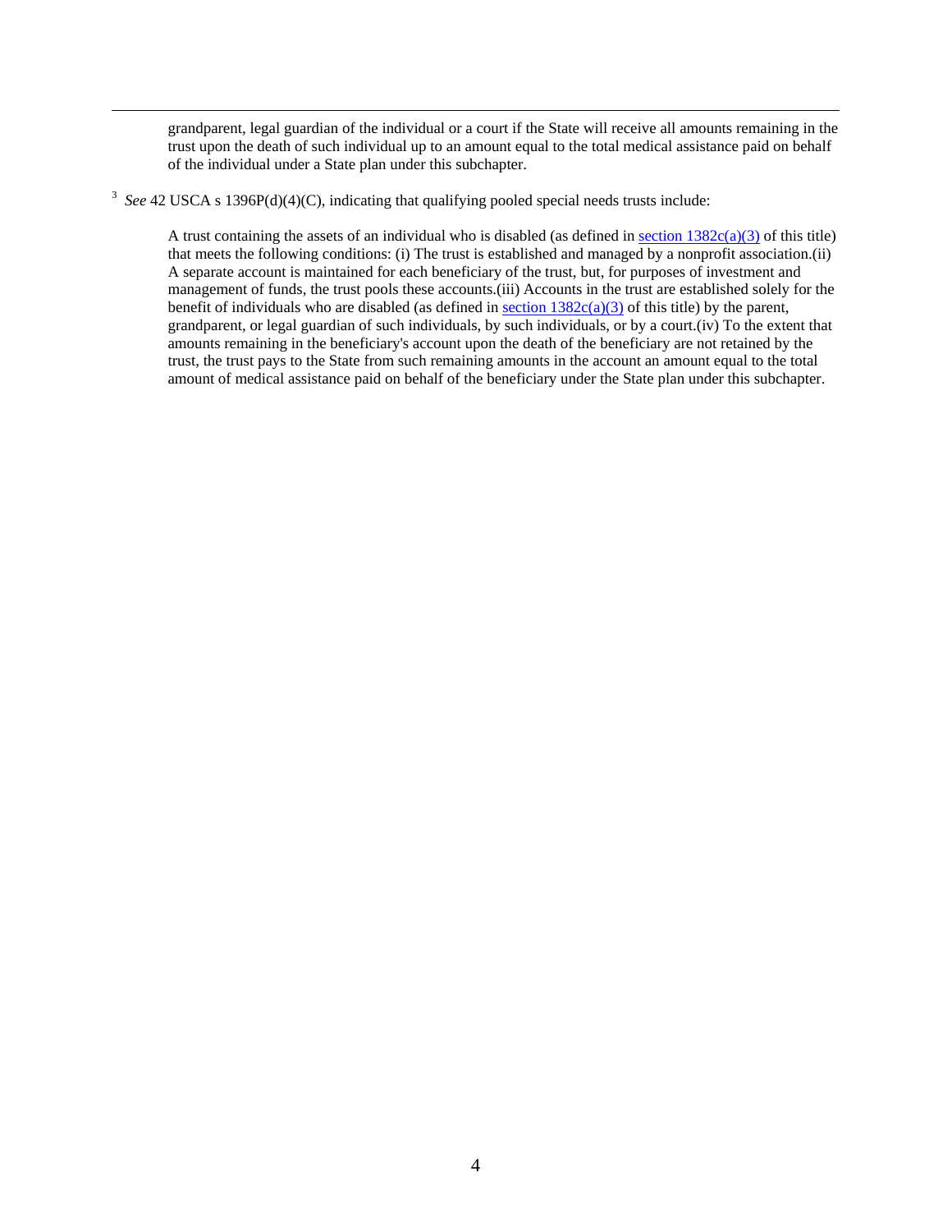grandparent, legal guardian of the individual or a court if the State will receive all amounts remaining in the trust upon the death of such individual up to an amount equal to the total medical assistance paid on behalf of the individual under a State plan under this subchapter.

[3] *See* 42 USCA s 1396P(d)(4)(C), indicating that qualifying pooled special needs trusts include:

> A trust containing the assets of an individual who is disabled (as defined in section 1382c(a)(3) of this title) that meets the following conditions: (i) The trust is established and managed by a nonprofit association.(ii) A separate account is maintained for each beneficiary of the trust, but, for purposes of investment and management of funds, the trust pools these accounts.(iii) Accounts in the trust are established solely for the benefit of individuals who are disabled (as defined in section 1382c(a)(3) of this title) by the parent, grandparent, or legal guardian of such individuals, by such individuals, or by a court.(iv) To the extent that amounts remaining in the beneficiary's account upon the death of the beneficiary are not retained by the trust, the trust pays to the State from such remaining amounts in the account an amount equal to the total amount of medical assistance paid on behalf of the beneficiary under the State plan under this subchapter.